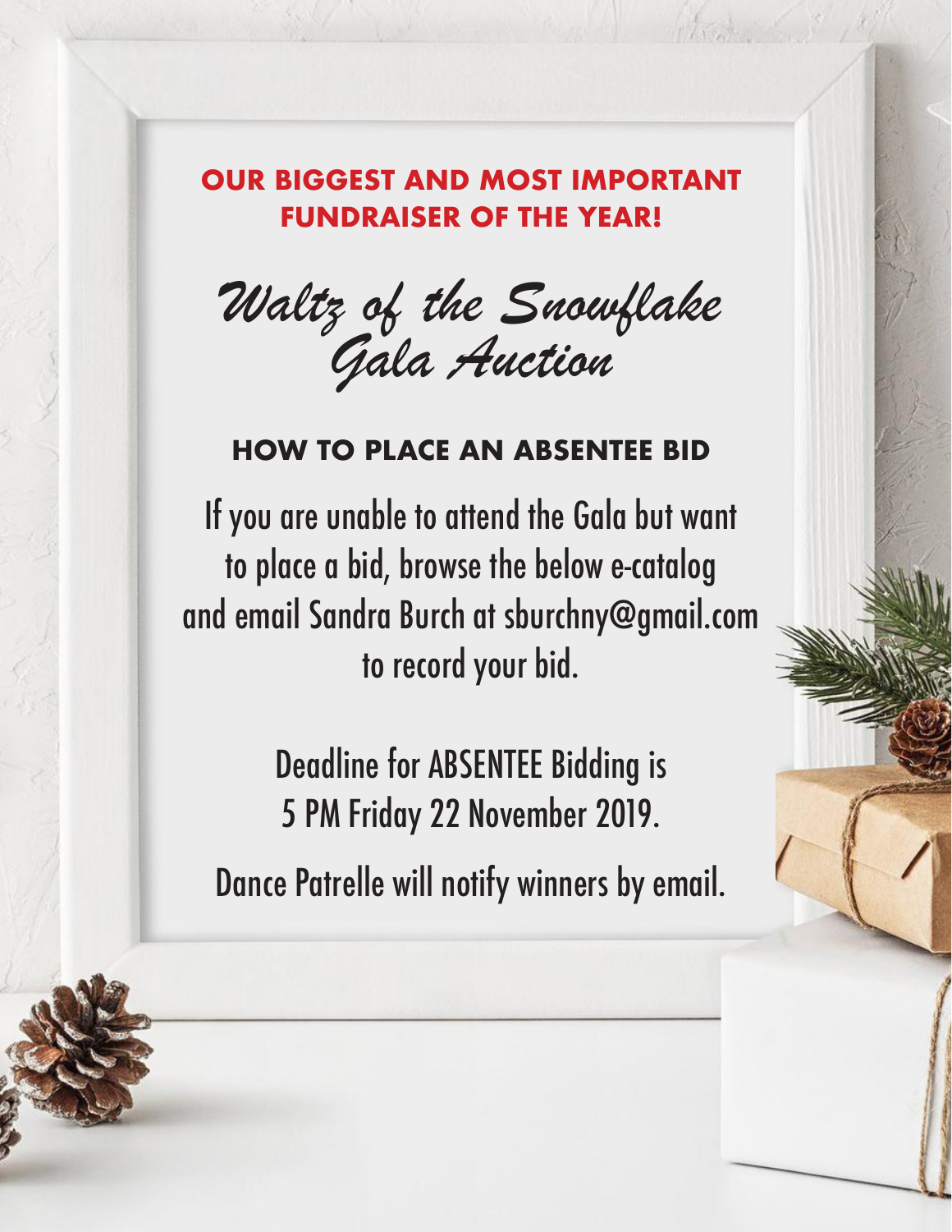**OUR BIGGEST AND MOST IMPORTANT FUNDRAISER OF THE YEAR!**

# *Waltz of the Snowflake Gala Auction*

## HOW TO PLACE AN ABSENTEE BID

If you are unable to attend the Gala but want to place a bid, browse the below e-catalog and email Sandra Burch at sburchny@gmail.com to record your bid.

Deadline for ABSENTEE Bidding is 5 PM Friday 22 November 2019.

Dance Patrelle will notify winners by email.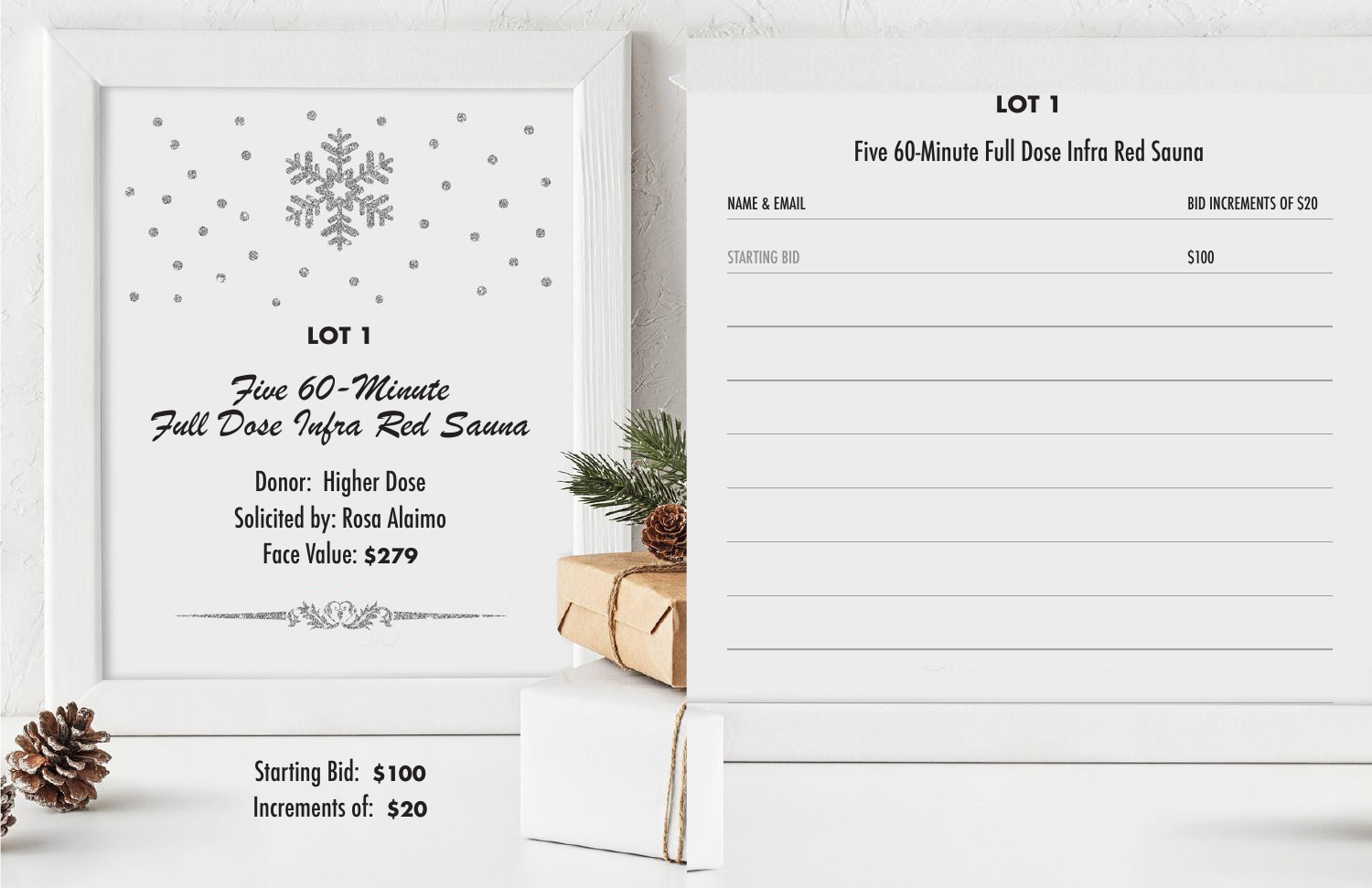**LOT 1**

*Five 60-Minute Full Dose Infra Red Sauna*

Donor: Higher Dose

Solicited by: Rosa Alaimo

Face Value: **$279**

Starting Bid: **$100**

Increments of: **$20**

**LOT 1**

Five 60-Minute Full Dose Infra Red Sauna

| NAME & EMAIL | BID INCREMENTS OF $20 |
| --- | --- |
| STARTING BID | $100 |
| | |
| | |
| | |
| | |
| | |
| | |
| | |
| | |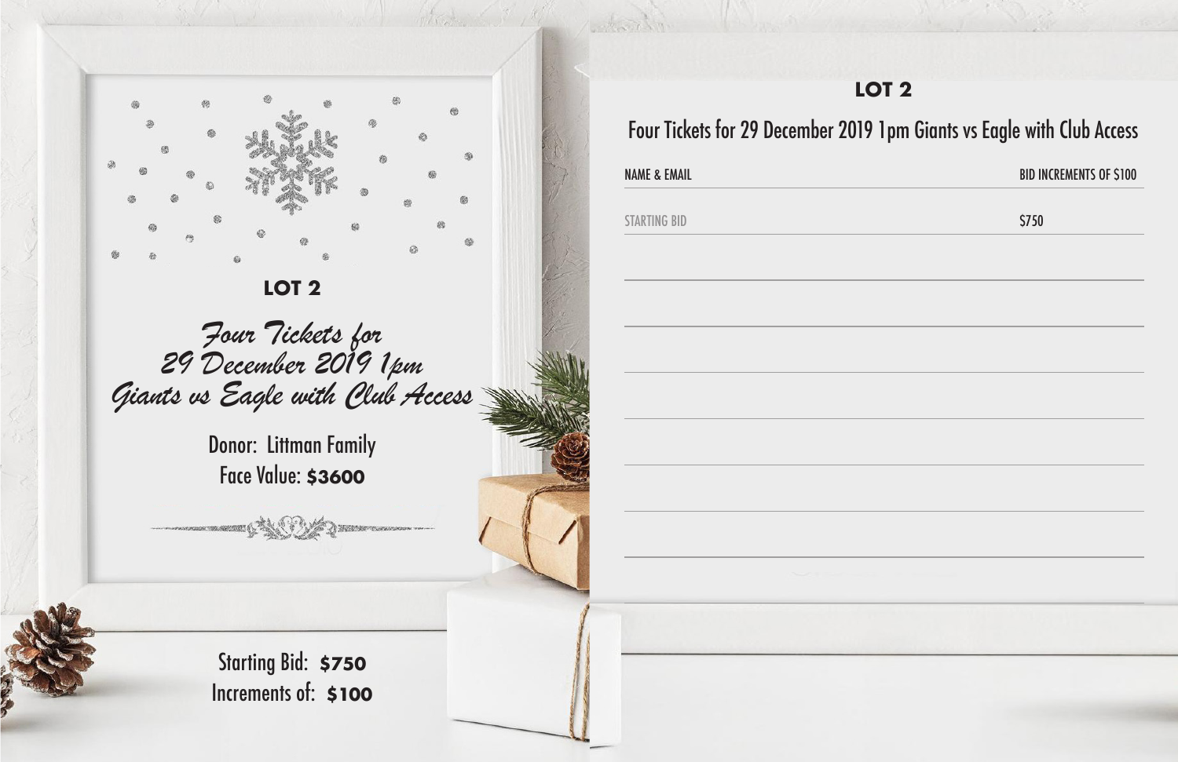## LOT 2

*Four Tickets for 29 December 2019 1pm Giants vs Eagle with Club Access*

Donor: Littman Family

Face Value: **$3600**

Starting Bid: **$750**

Increments of: **$100**

## LOT 2

Four Tickets for 29 December 2019 1pm Giants vs Eagle with Club Access

| NAME & EMAIL | BID INCREMENTS OF $100 |
| --- | --- |
| STARTING BID | $750 |
| | |
| | |
| | |
| | |
| | |
| | |
| | |
| | |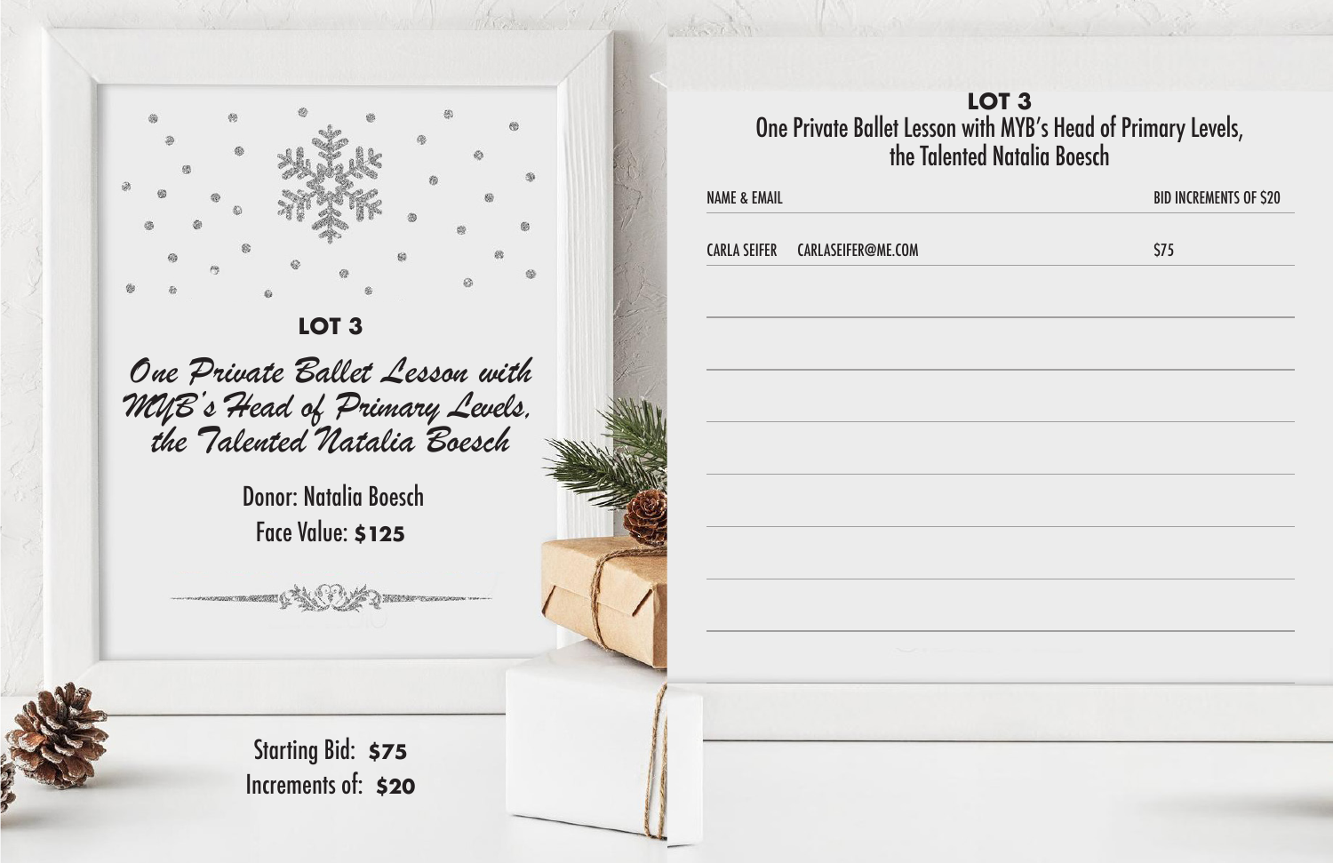## LOT 3

*One Private Ballet Lesson with MYB's Head of Primary Levels, the Talented Natalia Boesch*

Donor: Natalia Boesch

Face Value: **$125**

Starting Bid: **$75**

Increments of: **$20**

## LOT 3

One Private Ballet Lesson with MYB's Head of Primary Levels, the Talented Natalia Boesch

| NAME & EMAIL | BID INCREMENTS OF $20 |
| --- | --- |
| CARLA SEIFER CARLASEIFER@ME.COM | $75 |
| | |
| | |
| | |
| | |
| | |
| | |
| | |
| | |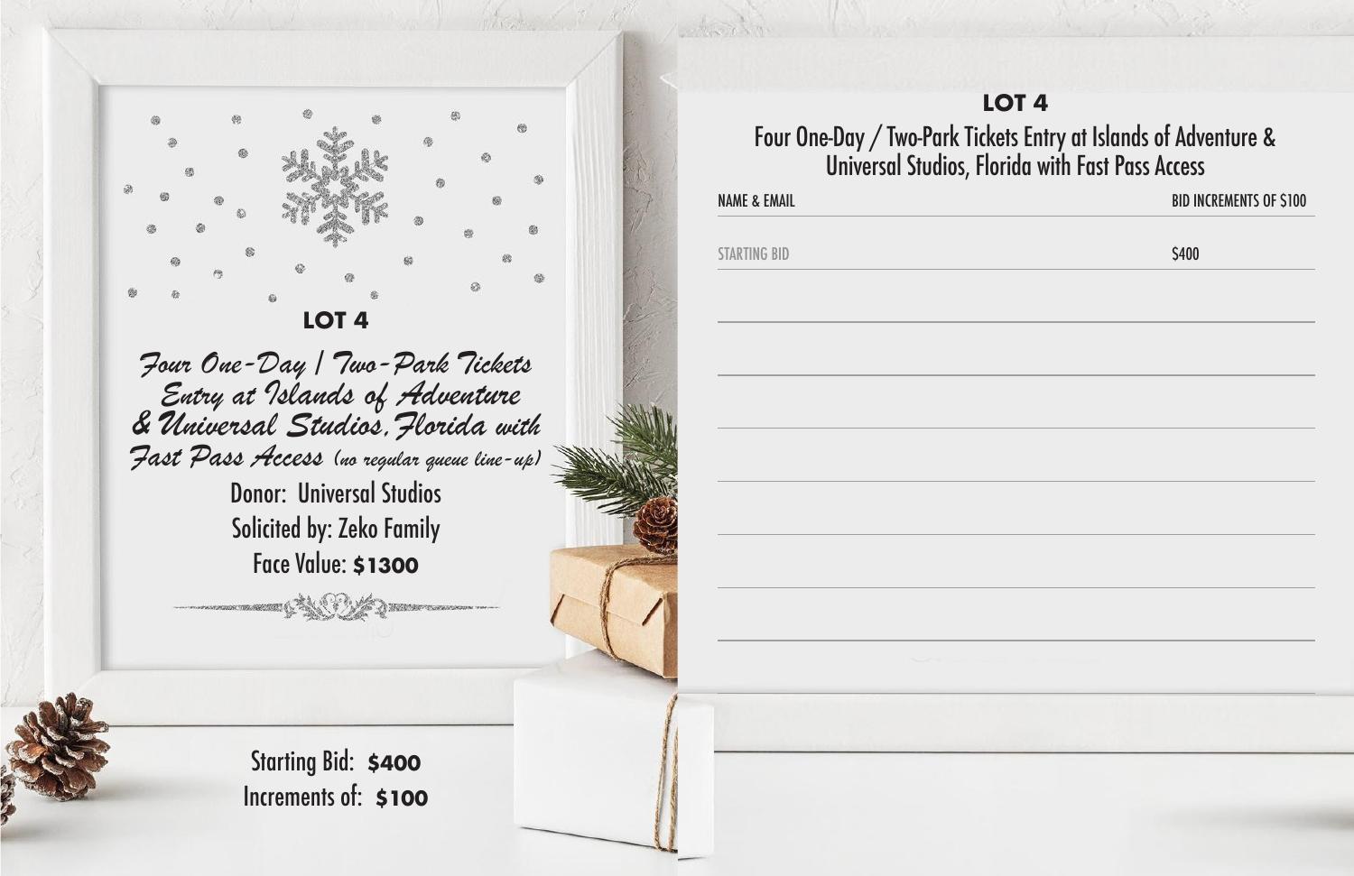## LOT 4

*Four One-Day / Two-Park Tickets Entry at Islands of Adventure & Universal Studios, Florida with Fast Pass Access (no regular queue line-up)*

Donor: Universal Studios

Solicited by: Zeko Family

Face Value: **$1300**

Starting Bid: **$400**

Increments of: **$100**

## LOT 4

Four One-Day / Two-Park Tickets Entry at Islands of Adventure & Universal Studios, Florida with Fast Pass Access

| NAME & EMAIL | BID INCREMENTS OF $100 |
| --- | --- |
| STARTING BID | $400 |
| | |
| | |
| | |
| | |
| | |
| | |
| | |
| | |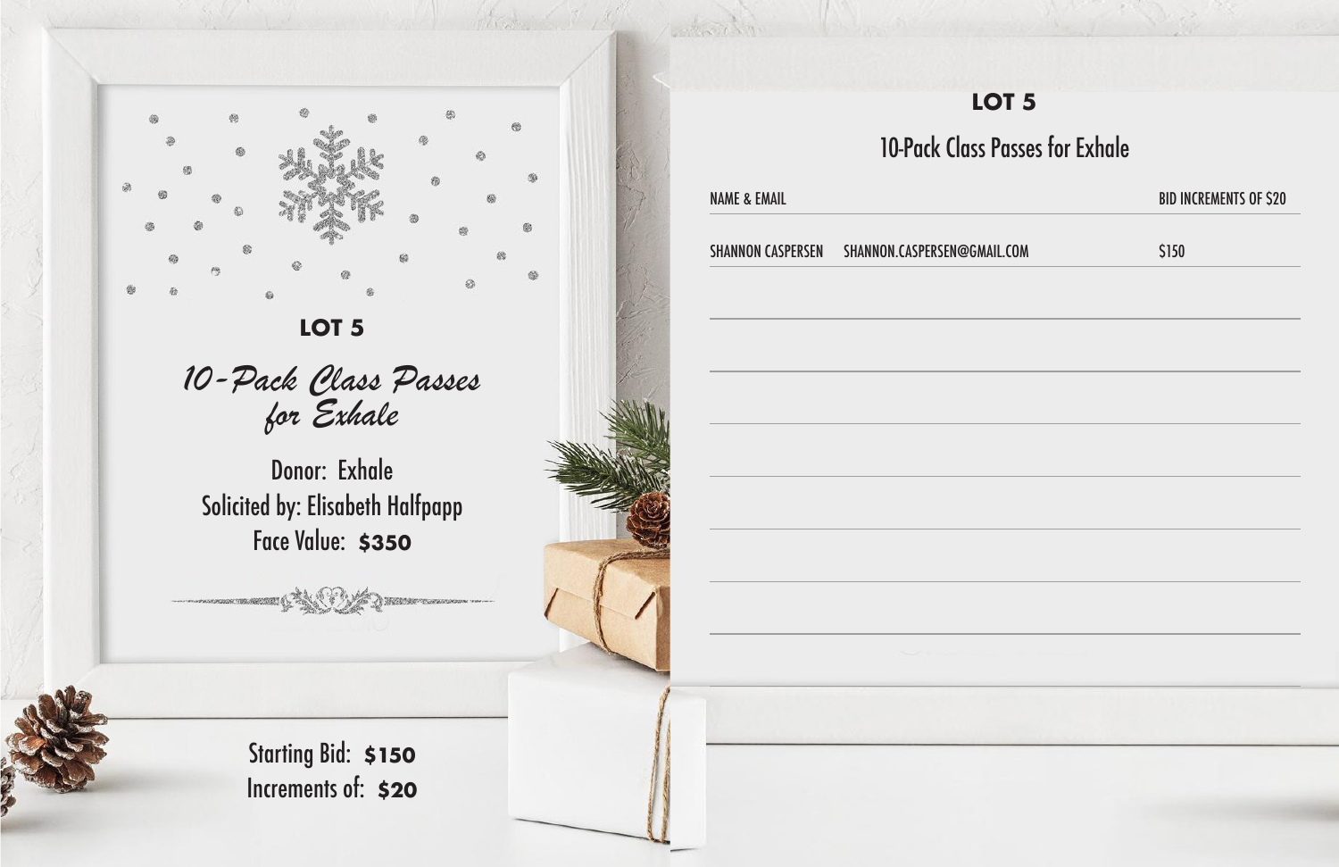## LOT 5

### *10-Pack Class Passes for Exhale*

Donor: Exhale

Solicited by: Elisabeth Halfpapp

Face Value: **$350**

Starting Bid: **$150**

Increments of: **$20**

## LOT 5

### 10-Pack Class Passes for Exhale

| NAME & EMAIL | | BID INCREMENTS OF $20 |
| --- | --- | --- |
| SHANNON CASPERSEN | SHANNON.CASPERSEN@GMAIL.COM | $150 |
| | | |
| | | |
| | | |
| | | |
| | | |
| | | |
| | | |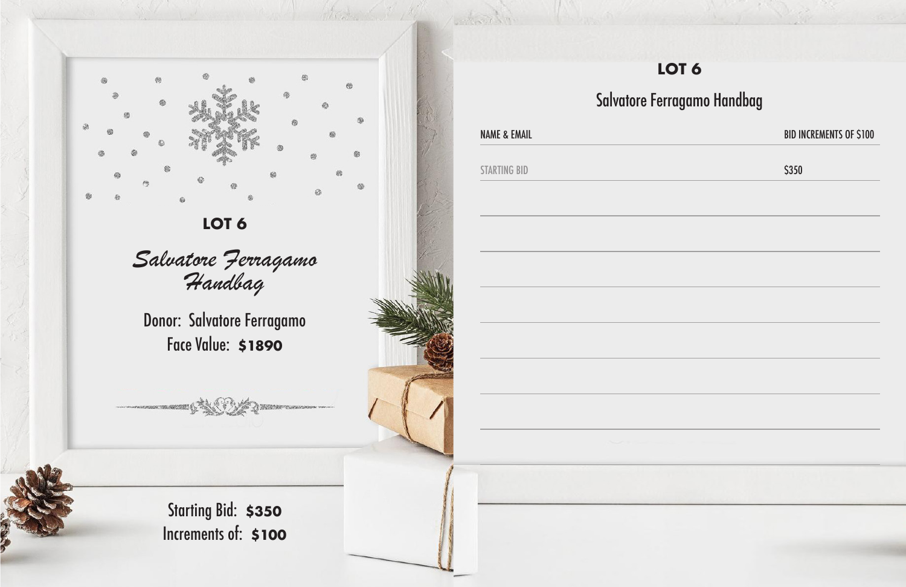## LOT 6

### *Salvatore Ferragamo Handbag*

Donor: Salvatore Ferragamo
Face Value: **$1890**

Starting Bid: **$350**
Increments of: **$100**

## LOT 6

### Salvatore Ferragamo Handbag

| NAME & EMAIL | BID INCREMENTS OF $100 |
| --- | --- |
| STARTING BID | $350 |
| | |
| | |
| | |
| | |
| | |
| | |
| | |
| | |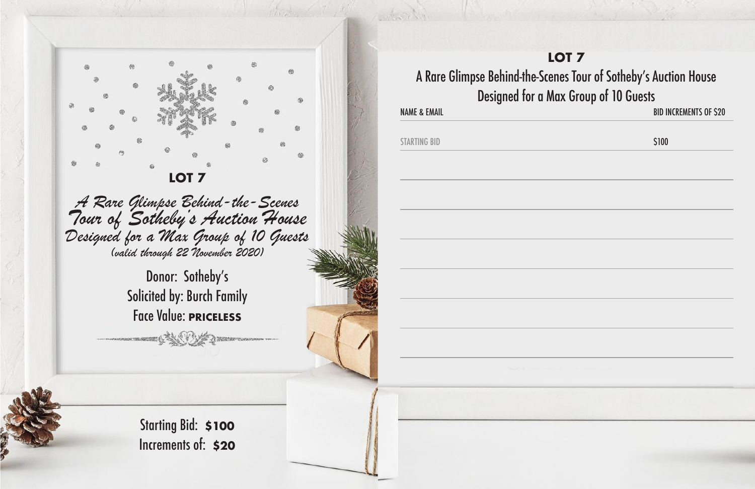## LOT 7

*A Rare Glimpse Behind-the-Scenes Tour of Sotheby's Auction House Designed for a Max Group of 10 Guests*

*(valid through 22 November 2020)*

Donor: Sotheby's

Solicited by: Burch Family

Face Value: **PRICELESS**

Starting Bid: **$100**

Increments of: **$20**

## LOT 7

A Rare Glimpse Behind-the-Scenes Tour of Sotheby's Auction House

Designed for a Max Group of 10 Guests

| NAME & EMAIL | BID INCREMENTS OF $20 |
| --- | --- |
| STARTING BID | $100 |
| | |
| | |
| | |
| | |
| | |
| | |
| | |
| | |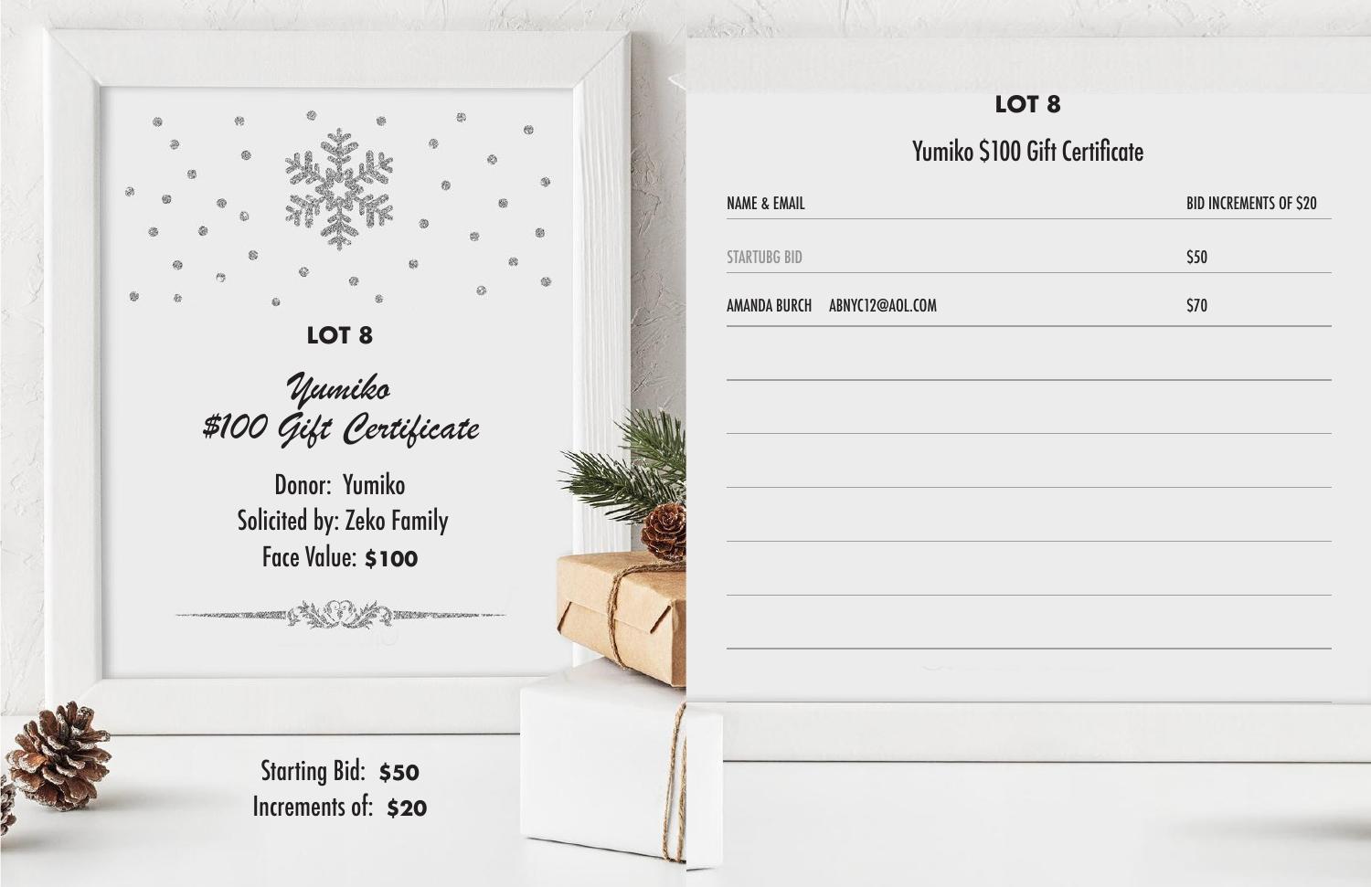## LOT 8

*Yumiko*
*$100 Gift Certificate*

Donor: Yumiko
Solicited by: Zeko Family
Face Value: **$100**

Starting Bid: **$50**
Increments of: **$20**

## LOT 8

### Yumiko $100 Gift Certificate

| NAME & EMAIL | BID INCREMENTS OF $20 |
| --- | --- |
| STARTUBG BID | $50 |
| AMANDA BURCH ABNYC12@AOL.COM | $70 |
| | |
| | |
| | |
| | |
| | |
| | |
| | |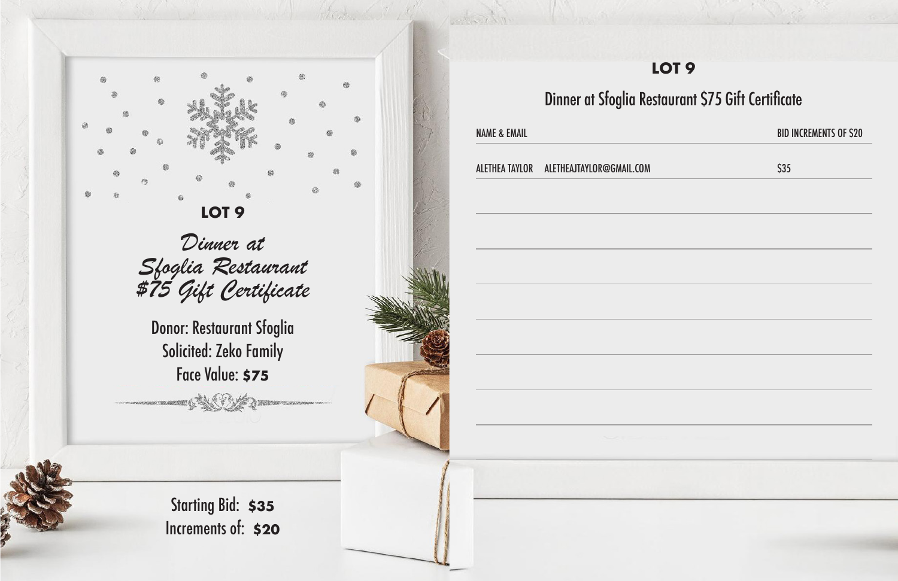## LOT 9

*Dinner at Sfoglia Restaurant $75 Gift Certificate*

Donor: Restaurant Sfoglia

Solicited: Zeko Family

Face Value: **$75**

Starting Bid: **$35**

Increments of: **$20**

## LOT 9

Dinner at Sfoglia Restaurant $75 Gift Certificate

| NAME & EMAIL | | BID INCREMENTS OF $20 |
| --- | --- | --- |
| ALETHEA TAYLOR | ALETHEAJTAYLOR@GMAIL.COM | $35 |
| | | |
| | | |
| | | |
| | | |
| | | |
| | | |
| | | |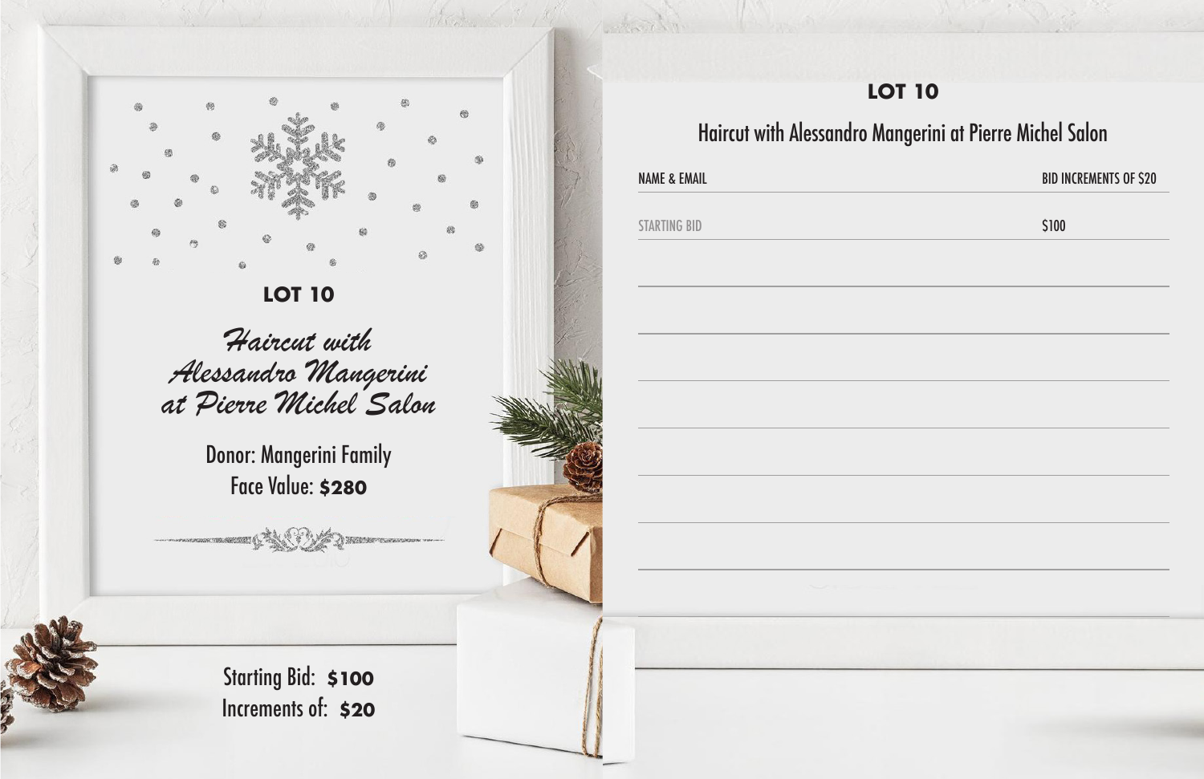## LOT 10

### *Haircut with Alessandro Mangerini at Pierre Michel Salon*

Donor: Mangerini Family

Face Value: **$280**

Starting Bid: **$100**

Increments of: **$20**

## LOT 10

### Haircut with Alessandro Mangerini at Pierre Michel Salon

| NAME & EMAIL | BID INCREMENTS OF $20 |
| --- | --- |
| STARTING BID | $100 |
| | |
| | |
| | |
| | |
| | |
| | |
| | |
| | |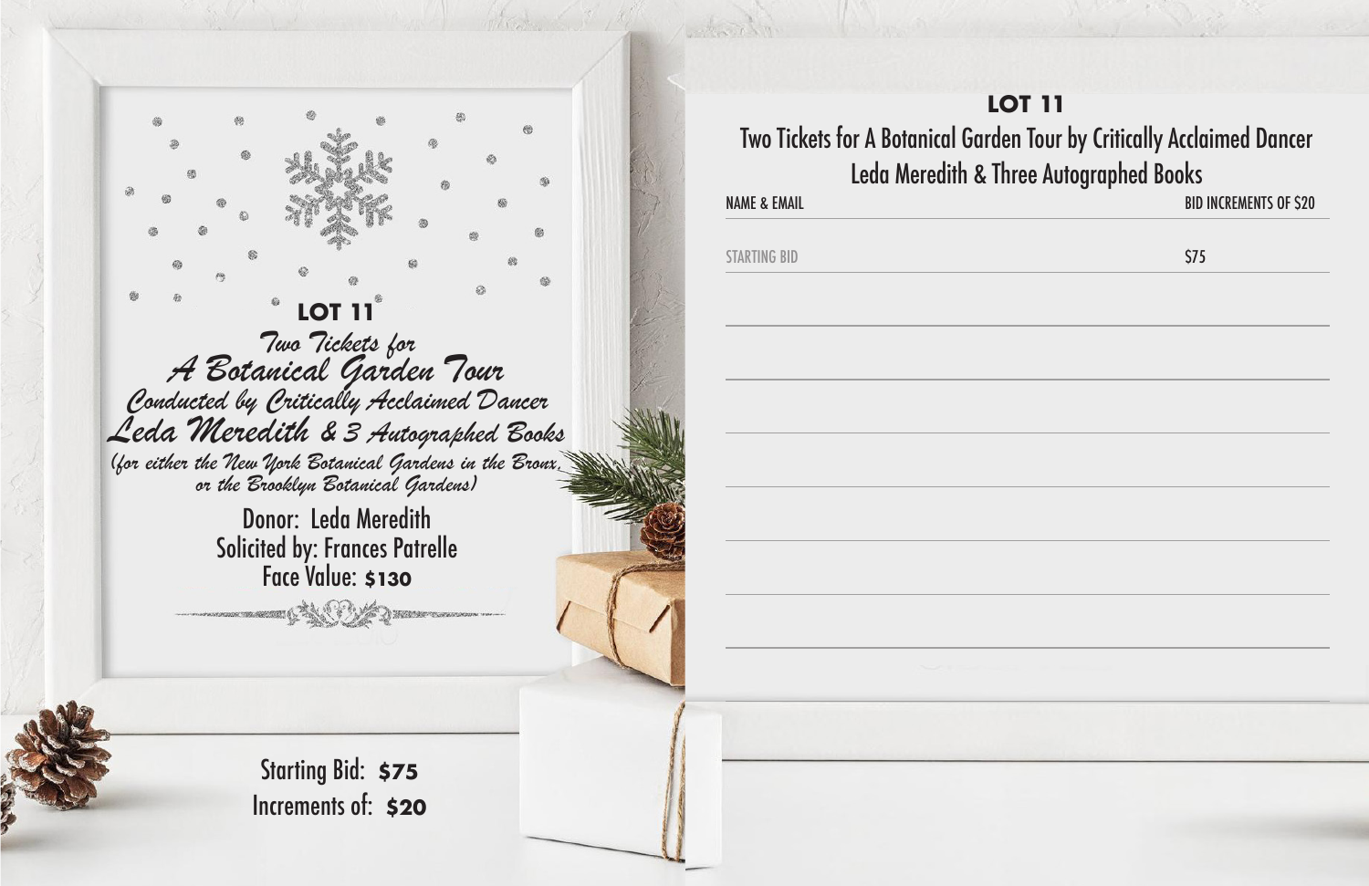## LOT 11

*Two Tickets for*
*A Botanical Garden Tour*
*Conducted by Critically Acclaimed Dancer*
*Leda Meredith & 3 Autographed Books*
*(for either the New York Botanical Gardens in the Bronx, or the Brooklyn Botanical Gardens)*

Donor: Leda Meredith
Solicited by: Frances Patrelle
Face Value: **$130**

Starting Bid: **$75**
Increments of: **$20**

## LOT 11

Two Tickets for A Botanical Garden Tour by Critically Acclaimed Dancer Leda Meredith & Three Autographed Books

| NAME & EMAIL | BID INCREMENTS OF $20 |
| --- | --- |
| STARTING BID | $75 |
| | |
| | |
| | |
| | |
| | |
| | |
| | |
| | |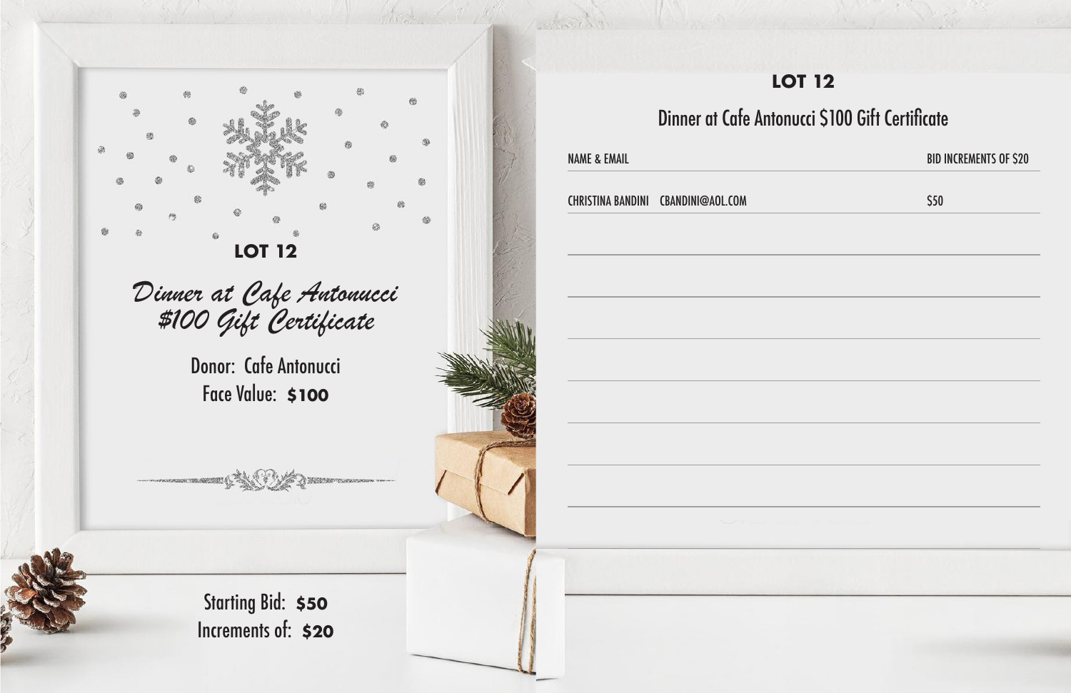## LOT 12

*Dinner at Cafe Antonucci*
*$100 Gift Certificate*

Donor: Cafe Antonucci
Face Value: **$100**

Starting Bid: **$50**
Increments of: **$20**

## LOT 12

### Dinner at Cafe Antonucci $100 Gift Certificate

| NAME & EMAIL | BID INCREMENTS OF $20 |
|---|---|
| CHRISTINA BANDINI CBANDINI@AOL.COM | $50 |
| | |
| | |
| | |
| | |
| | |
| | |
| | |
| | |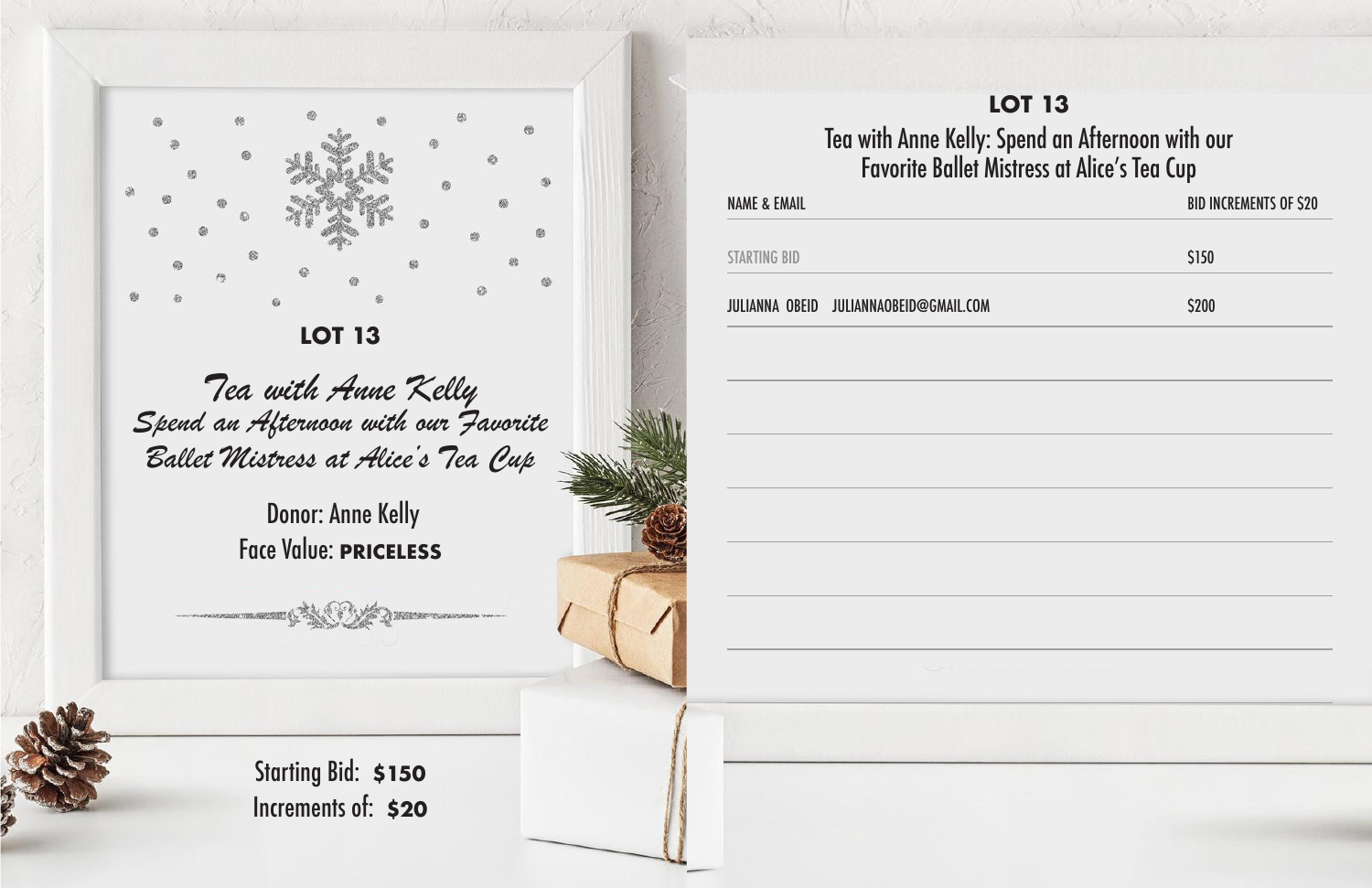## LOT 13

*Tea with Anne Kelly*
*Spend an Afternoon with our Favorite Ballet Mistress at Alice's Tea Cup*

Donor: Anne Kelly
Face Value: **PRICELESS**

Starting Bid: **$150**
Increments of: **$20**

## LOT 13

Tea with Anne Kelly: Spend an Afternoon with our Favorite Ballet Mistress at Alice's Tea Cup

| NAME & EMAIL | BID INCREMENTS OF $20 |
|---|---|
| STARTING BID | $150 |
| JULIANNA OBEID JULIANNAOBEID@GMAIL.COM | $200 |
| | |
| | |
| | |
| | |
| | |
| | |
| | |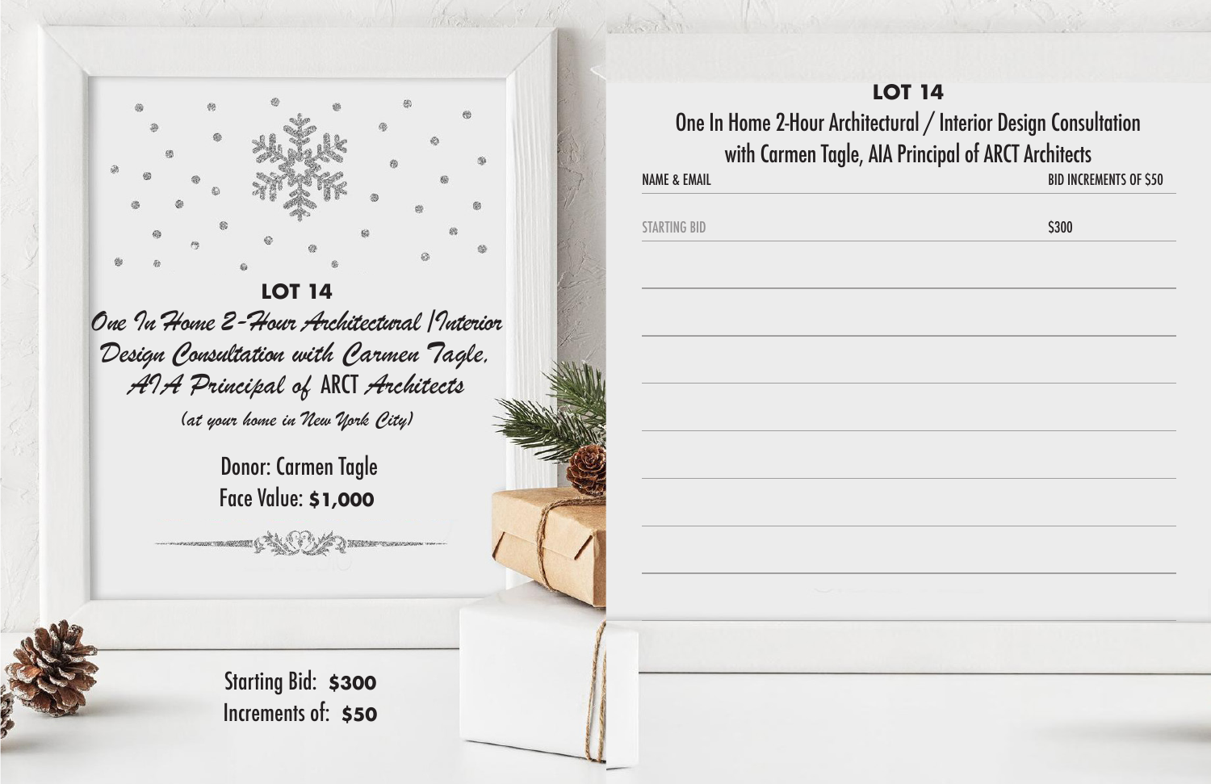## LOT 14

*One In Home 2-Hour Architectural / Interior Design Consultation with Carmen Tagle, AIA Principal of ARCT Architects*

*(at your home in New York City)*

Donor: Carmen Tagle

Face Value: **$1,000**

Starting Bid: **$300**

Increments of: **$50**

## LOT 14

One In Home 2-Hour Architectural / Interior Design Consultation with Carmen Tagle, AIA Principal of ARCT Architects

| NAME & EMAIL | BID INCREMENTS OF $50 |
| --- | --- |
| STARTING BID | $300 |
| | |
| | |
| | |
| | |
| | |
| | |
| | |
| | |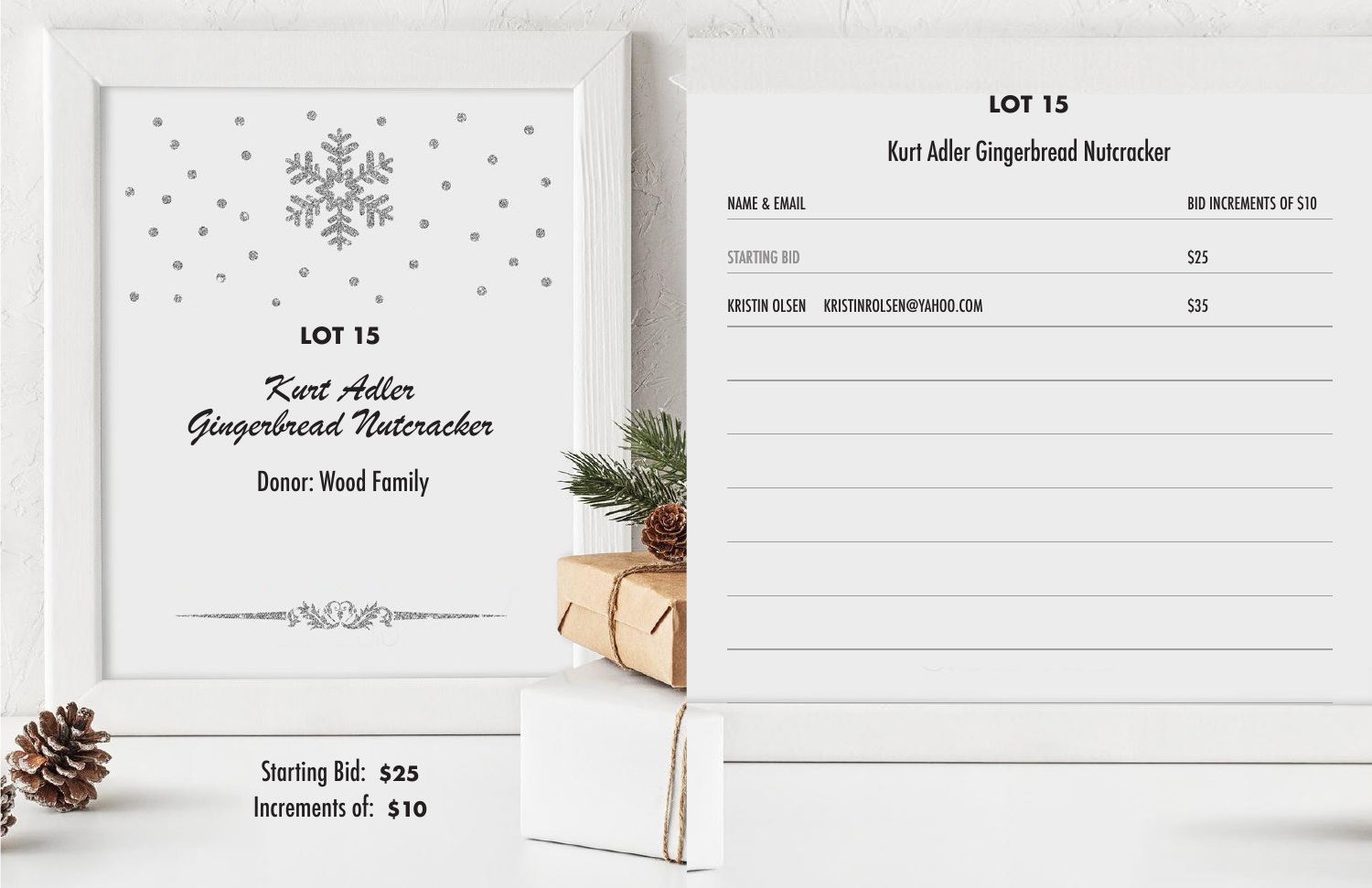## LOT 15

### *Kurt Adler Gingerbread Nutcracker*

Donor: Wood Family

Starting Bid: **$25**
Increments of: **$10**

## LOT 15

### Kurt Adler Gingerbread Nutcracker

| NAME & EMAIL | BID INCREMENTS OF $10 |
| --- | --- |
| STARTING BID | $25 |
| KRISTIN OLSEN KRISTINROLSEN@YAHOO.COM | $35 |
| | |
| | |
| | |
| | |
| | |
| | |
| | |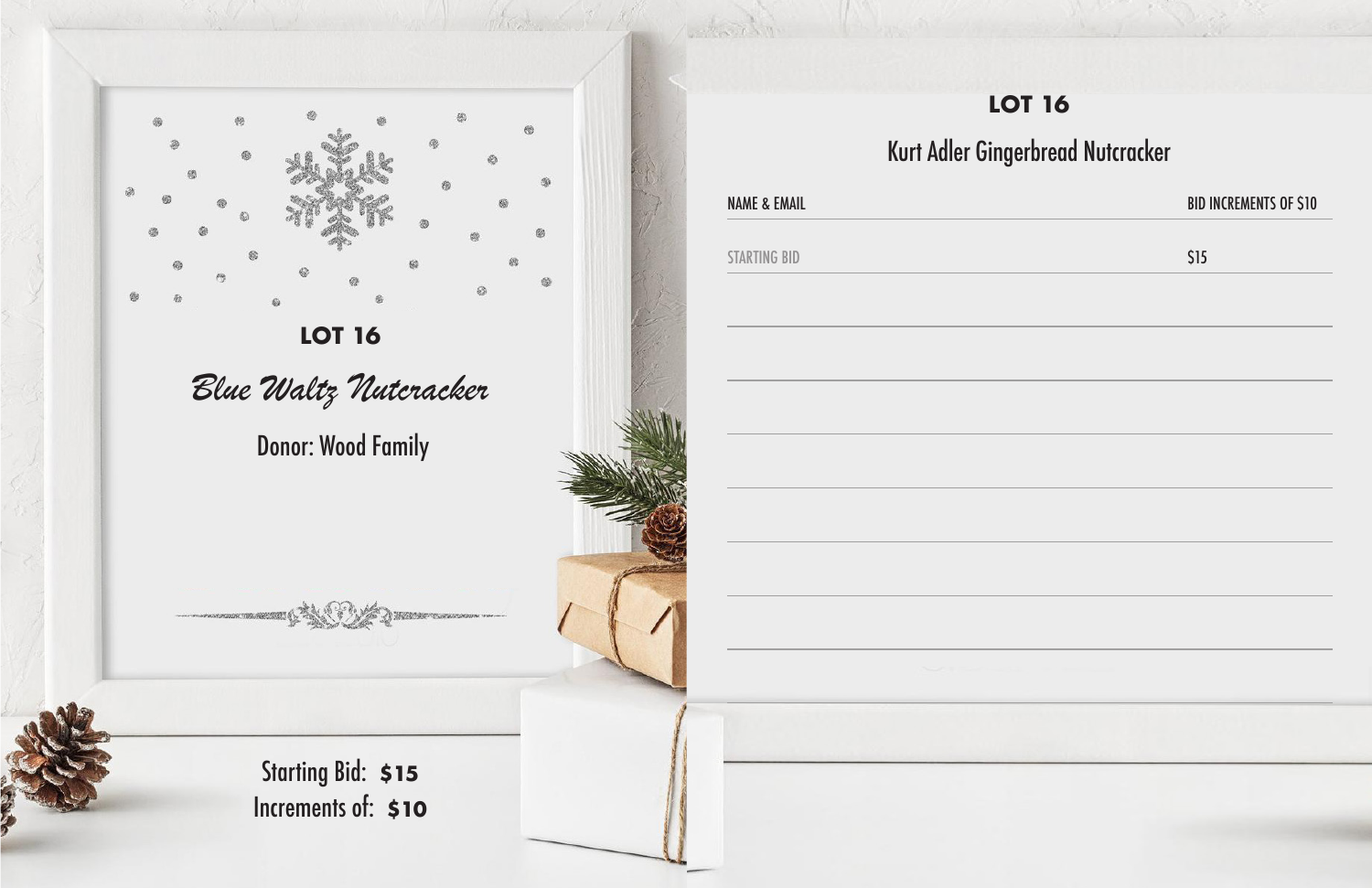## LOT 16

*Blue Waltz Nutcracker*

Donor: Wood Family

Starting Bid: **$15**
Increments of: **$10**

## LOT 16

Kurt Adler Gingerbread Nutcracker

| NAME & EMAIL | BID INCREMENTS OF $10 |
| --- | --- |
| STARTING BID | $15 |
| | |
| | |
| | |
| | |
| | |
| | |
| | |
| | |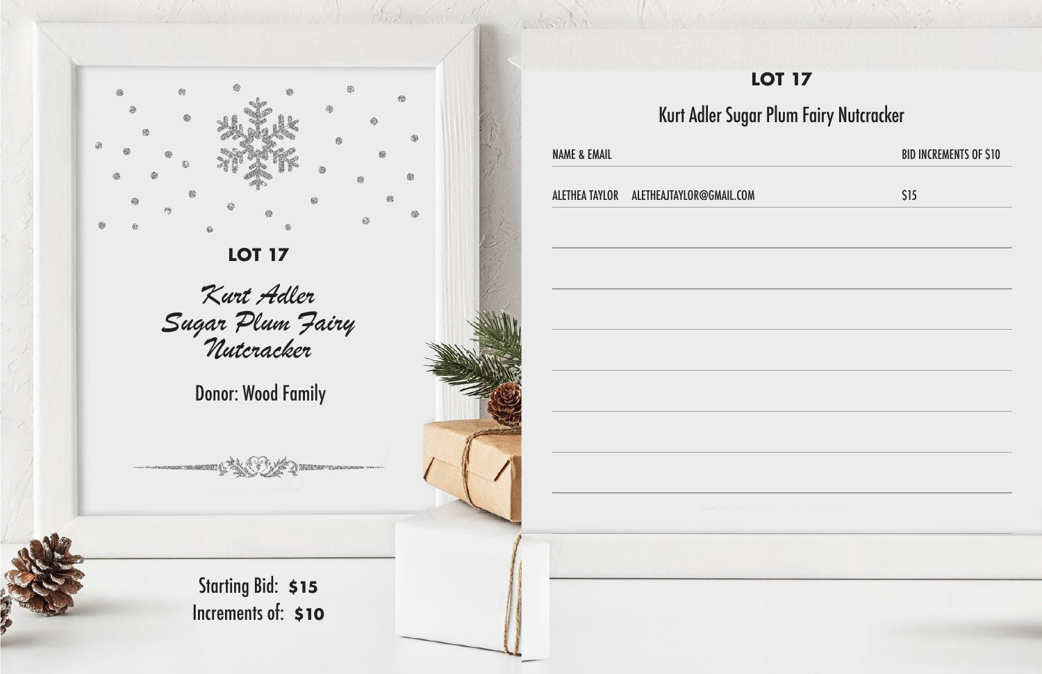## LOT 17

### *Kurt Adler Sugar Plum Fairy Nutcracker*

Donor: Wood Family

Starting Bid: **$15**
Increments of: **$10**

## LOT 17

### Kurt Adler Sugar Plum Fairy Nutcracker

| NAME & EMAIL | BID INCREMENTS OF $10 |
| --- | --- |
| ALETHEA TAYLOR ALETHEAJTAYLOR@GMAIL.COM | $15 |
| | |
| | |
| | |
| | |
| | |
| | |
| | |
| | |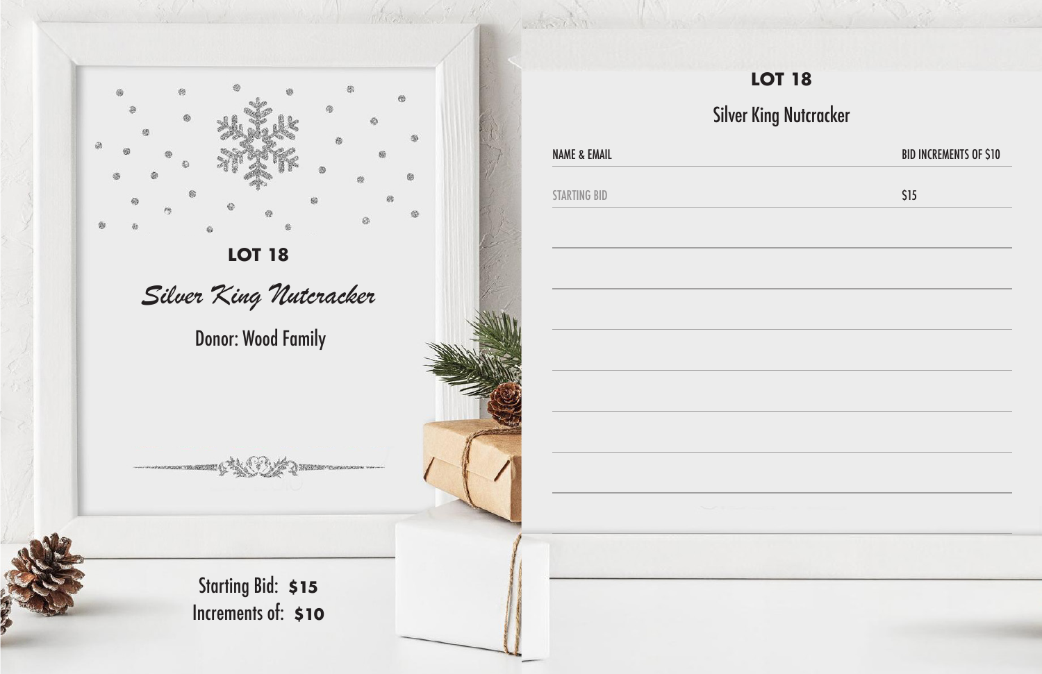## LOT 18

*Silver King Nutcracker*

Donor: Wood Family

Starting Bid: **$15**
Increments of: **$10**

## LOT 18

Silver King Nutcracker

| NAME & EMAIL | BID INCREMENTS OF $10 |
| --- | --- |
| STARTING BID | $15 |
| | |
| | |
| | |
| | |
| | |
| | |
| | |
| | |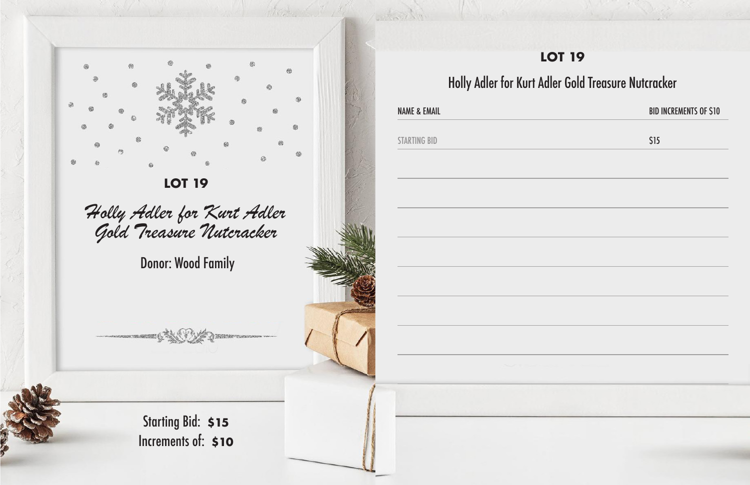## LOT 19

### *Holly Adler for Kurt Adler Gold Treasure Nutcracker*

Donor: Wood Family

Starting Bid: **$15**
Increments of: **$10**

## LOT 19

### Holly Adler for Kurt Adler Gold Treasure Nutcracker

| NAME & EMAIL | BID INCREMENTS OF $10 |
| --- | --- |
| STARTING BID | $15 |
| | |
| | |
| | |
| | |
| | |
| | |
| | |
| | |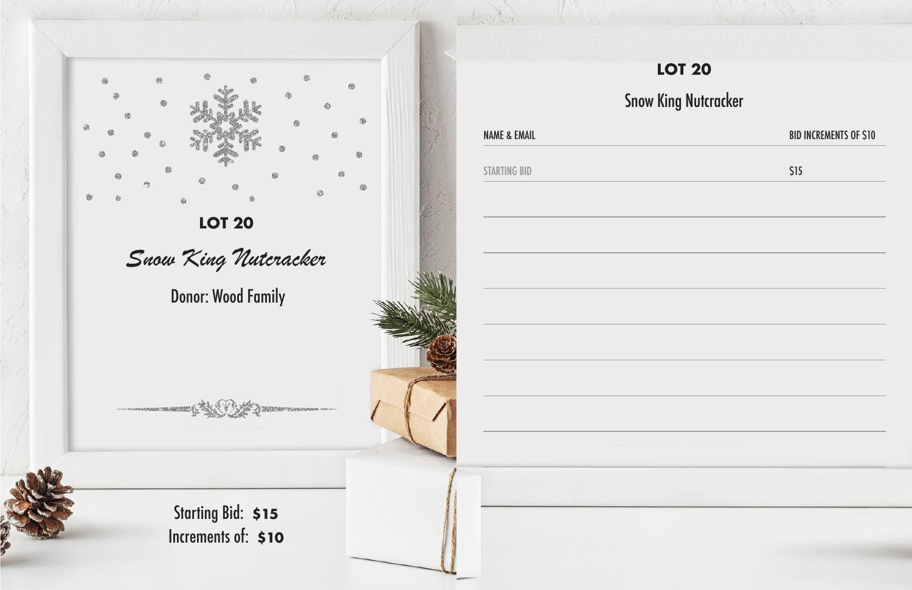## LOT 20

*Snow King Nutcracker*

Donor: Wood Family

Starting Bid: **$15**
Increments of: **$10**

## LOT 20

### Snow King Nutcracker

| NAME & EMAIL | BID INCREMENTS OF $10 |
| --- | --- |
| STARTING BID | $15 |
| | |
| | |
| | |
| | |
| | |
| | |
| | |
| | |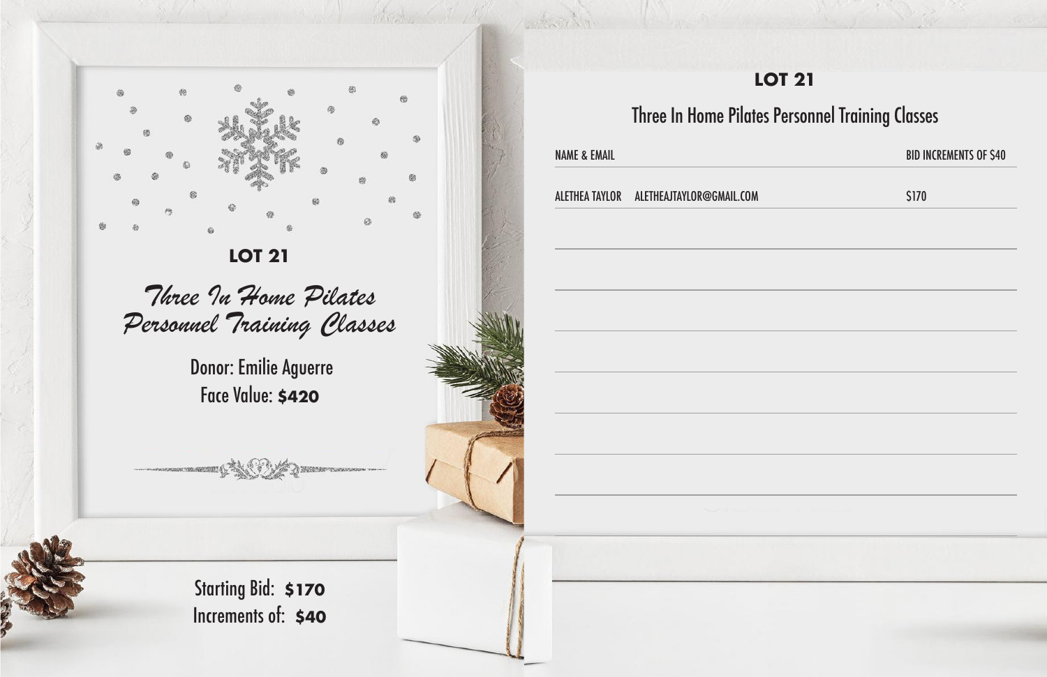## LOT 21

### *Three In Home Pilates Personnel Training Classes*

Donor: Emilie Aguerre

Face Value: **$420**

Starting Bid: **$170**

Increments of: **$40**

## LOT 21

### Three In Home Pilates Personnel Training Classes

| NAME & EMAIL | | BID INCREMENTS OF $40 |
|---|---|---|
| ALETHEA TAYLOR | ALETHEAJTAYLOR@GMAIL.COM | $170 |
| | | |
| | | |
| | | |
| | | |
| | | |
| | | |
| | | |
| | | |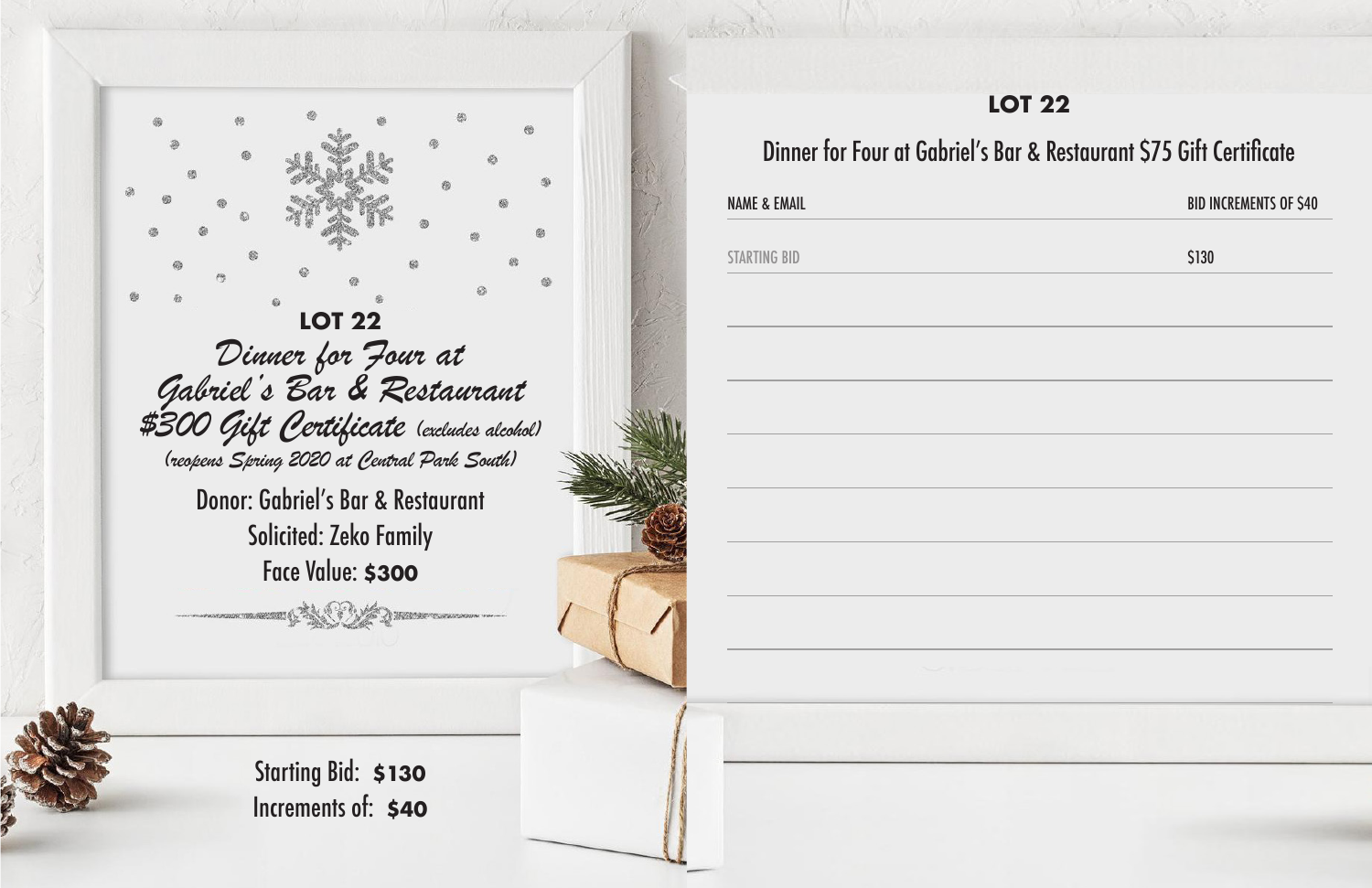**LOT 22**

*Dinner for Four at Gabriel's Bar & Restaurant $300 Gift Certificate (excludes alcohol)*

*(reopens Spring 2020 at Central Park South)*

Donor: Gabriel's Bar & Restaurant

Solicited: Zeko Family

Face Value: **$300**

Starting Bid: **$130**

Increments of: **$40**

**LOT 22**

Dinner for Four at Gabriel's Bar & Restaurant $75 Gift Certificate

| NAME & EMAIL | BID INCREMENTS OF $40 |
|---|---|
| STARTING BID | $130 |
| | |
| | |
| | |
| | |
| | |
| | |
| | |
| | |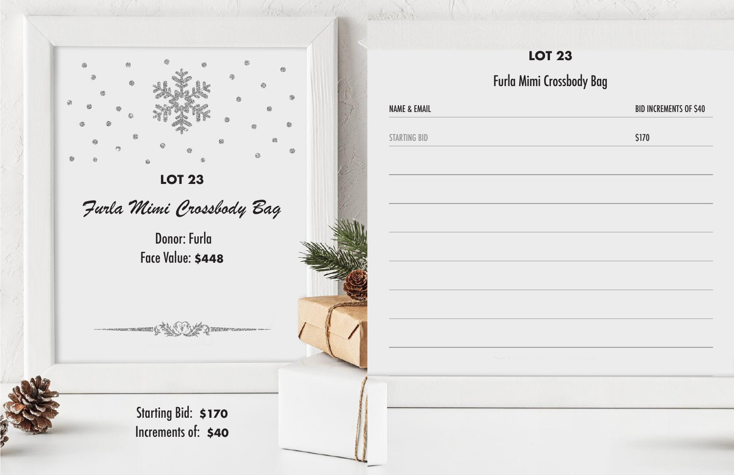## LOT 23

### *Furla Mimi Crossbody Bag*

Donor: Furla

Face Value: **$448**

Starting Bid: **$170**

Increments of: **$40**

## LOT 23

### Furla Mimi Crossbody Bag

| NAME & EMAIL | BID INCREMENTS OF $40 |
|---|---|
| STARTING BID | $170 |
| | |
| | |
| | |
| | |
| | |
| | |
| | |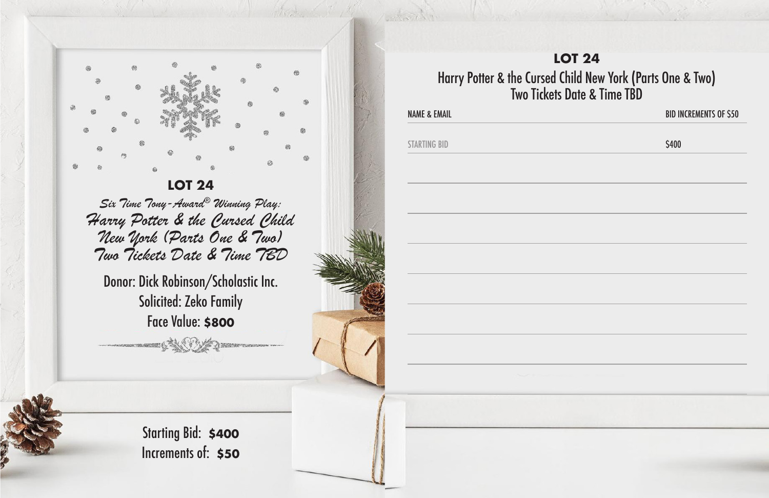## LOT 24

*Six Time Tony-Award® Winning Play:*

*Harry Potter & the Cursed Child New York (Parts One & Two) Two Tickets Date & Time TBD*

Donor: Dick Robinson/Scholastic Inc.

Solicited: Zeko Family

Face Value: **$800**

Starting Bid: **$400**

Increments of: **$50**

## LOT 24

Harry Potter & the Cursed Child New York (Parts One & Two)
Two Tickets Date & Time TBD

| NAME & EMAIL | BID INCREMENTS OF $50 |
| --- | --- |
| STARTING BID | $400 |
| | |
| | |
| | |
| | |
| | |
| | |
| | |
| | |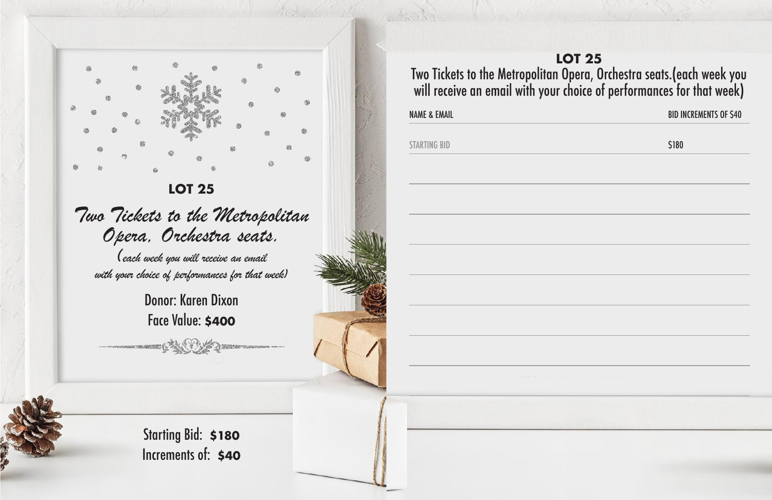## LOT 25

*Two Tickets to the Metropolitan Opera, Orchestra seats.*

*(each week you will receive an email with your choice of performances for that week)*

Donor: Karen Dixon

Face Value: **$400**

Starting Bid: **$180**

Increments of: **$40**

## LOT 25

Two Tickets to the Metropolitan Opera, Orchestra seats.(each week you will receive an email with your choice of performances for that week)

| NAME & EMAIL | BID INCREMENTS OF $40 |
| --- | --- |
| STARTING BID | $180 |
| | |
| | |
| | |
| | |
| | |
| | |
| | |
| | |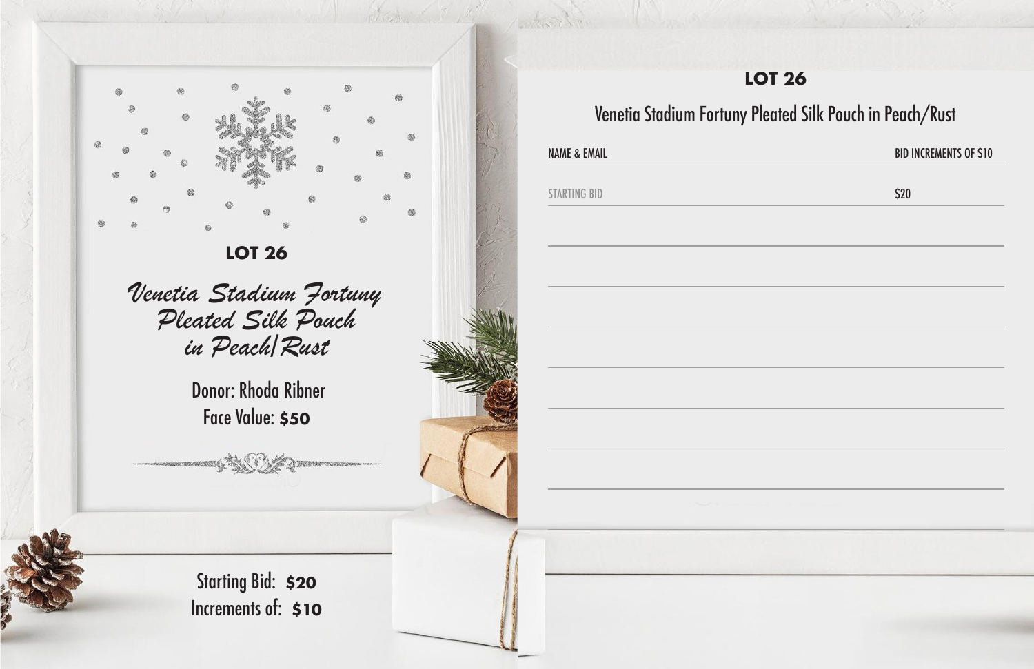## LOT 26

### *Venetia Stadium Fortuny Pleated Silk Pouch in Peach/Rust*

Donor: Rhoda Ribner

Face Value: **$50**

Starting Bid: **$20**

Increments of: **$10**

## LOT 26

### Venetia Stadium Fortuny Pleated Silk Pouch in Peach/Rust

| NAME & EMAIL | BID INCREMENTS OF $10 |
| --- | --- |
| STARTING BID | $20 |
| | |
| | |
| | |
| | |
| | |
| | |
| | |
| | |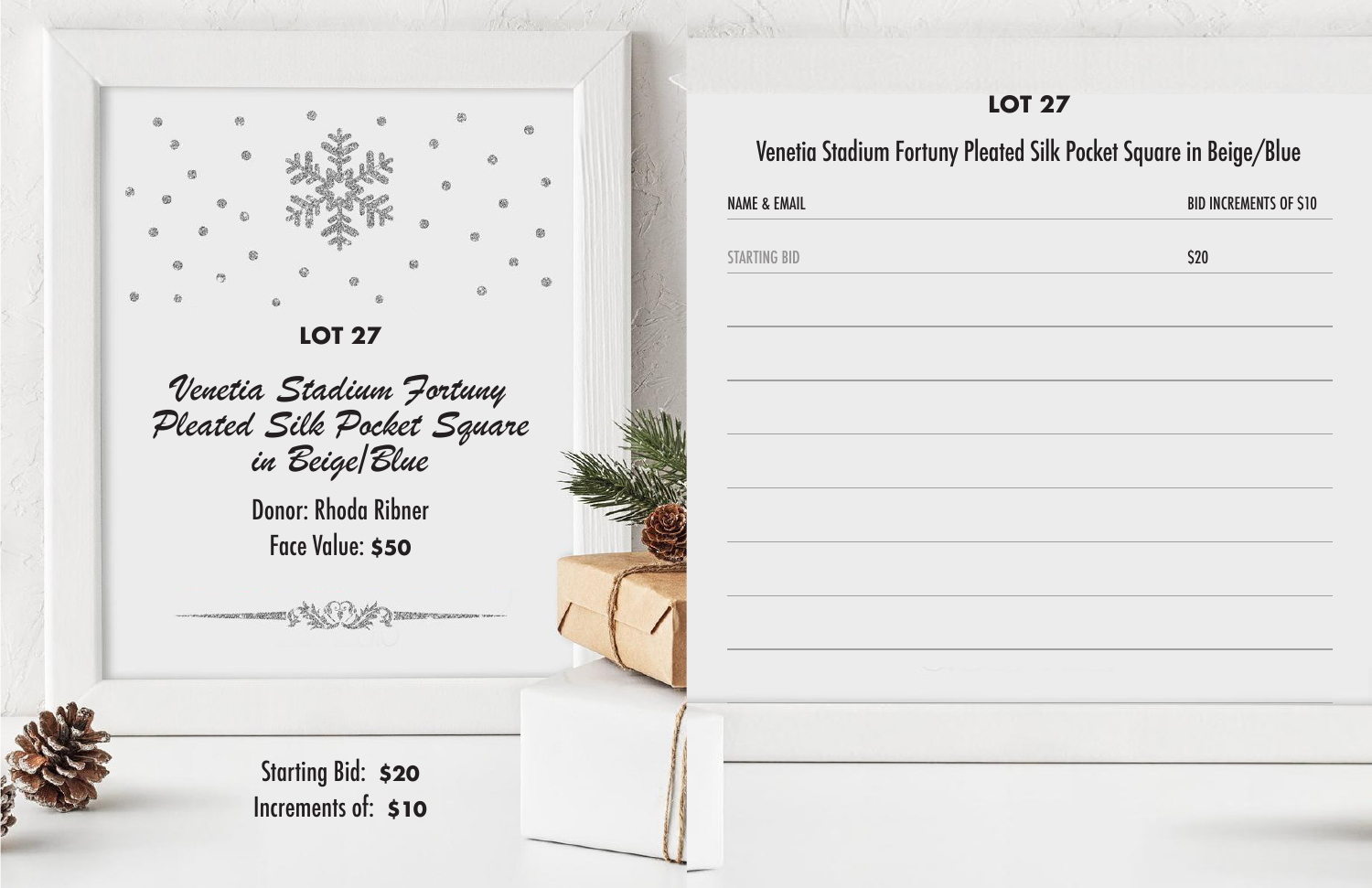## LOT 27

### *Venetia Stadium Fortuny Pleated Silk Pocket Square in Beige/Blue*

Donor: Rhoda Ribner

Face Value: **$50**

Starting Bid: **$20**

Increments of: **$10**

## LOT 27

### Venetia Stadium Fortuny Pleated Silk Pocket Square in Beige/Blue

| NAME & EMAIL | BID INCREMENTS OF $10 |
| --- | --- |
| STARTING BID | $20 |
| | |
| | |
| | |
| | |
| | |
| | |
| | |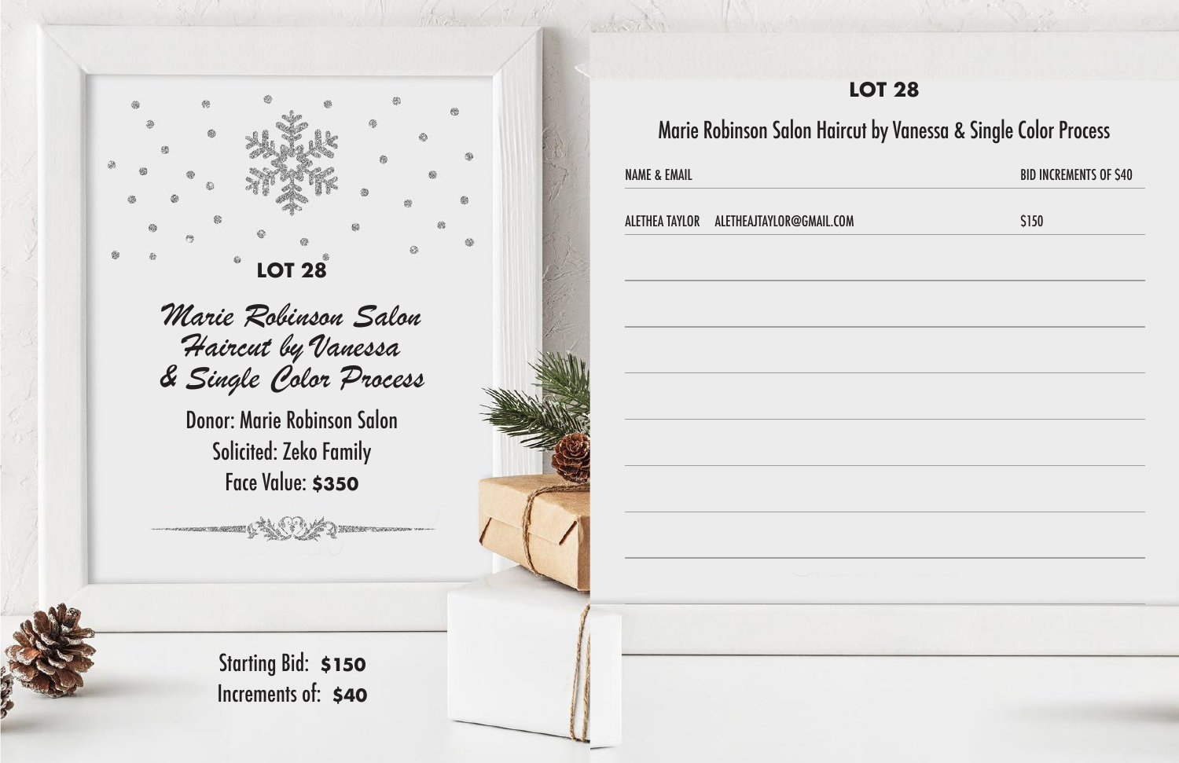## LOT 28

### *Marie Robinson Salon Haircut by Vanessa & Single Color Process*

Donor: Marie Robinson Salon
Solicited: Zeko Family
Face Value: **$350**

Starting Bid: **$150**
Increments of: **$40**

## LOT 28

### Marie Robinson Salon Haircut by Vanessa & Single Color Process

| NAME & EMAIL | | BID INCREMENTS OF $40 |
|---|---|---|
| ALETHEA TAYLOR | ALETHEAJTAYLOR@GMAIL.COM | $150 |
| | | |
| | | |
| | | |
| | | |
| | | |
| | | |
| | | |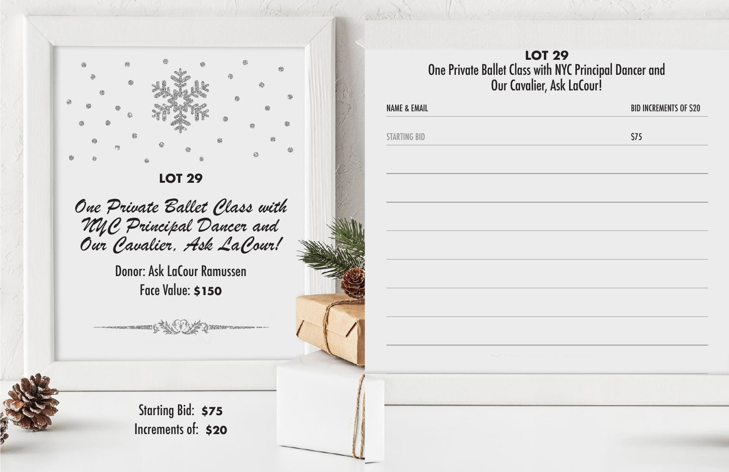## LOT 29

*One Private Ballet Class with NYC Principal Dancer and Our Cavalier, Ask LaCour!*

Donor: Ask LaCour Ramussen

Face Value: **$150**

Starting Bid: **$75**

Increments of: **$20**

## LOT 29

One Private Ballet Class with NYC Principal Dancer and Our Cavalier, Ask LaCour!

| NAME & EMAIL | BID INCREMENTS OF $20 |
|---|---|
| STARTING BID | $75 |
| | |
| | |
| | |
| | |
| | |
| | |
| | |
| | |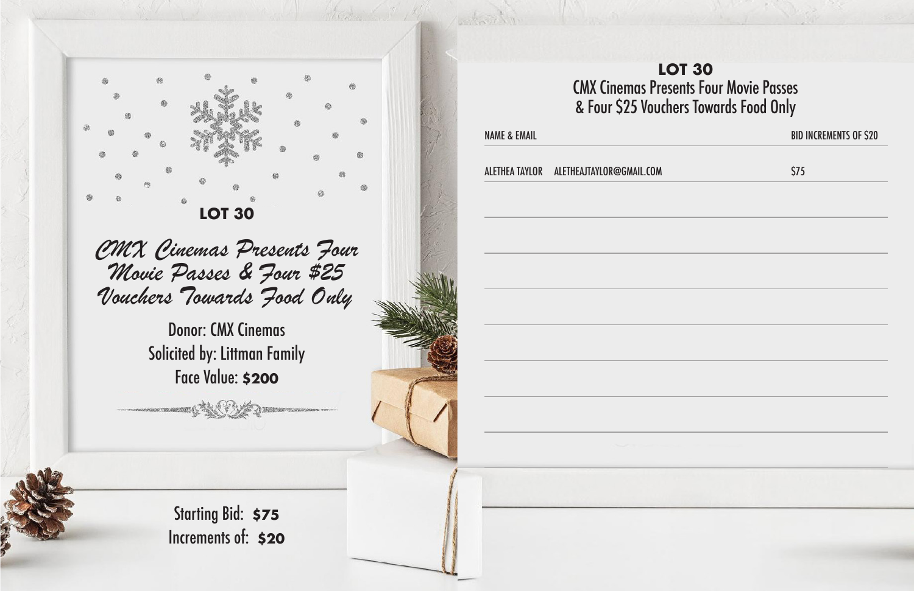## LOT 30

*CMX Cinemas Presents Four Movie Passes & Four $25 Vouchers Towards Food Only*

Donor: CMX Cinemas
Solicited by: Littman Family
Face Value: **$200**

Starting Bid: **$75**
Increments of: **$20**

## LOT 30

CMX Cinemas Presents Four Movie Passes & Four $25 Vouchers Towards Food Only

| NAME & EMAIL | BID INCREMENTS OF $20 |
|---|---|
| ALETHEA TAYLOR ALETHEAJTAYLOR@GMAIL.COM | $75 |
| | |
| | |
| | |
| | |
| | |
| | |
| | |
| | |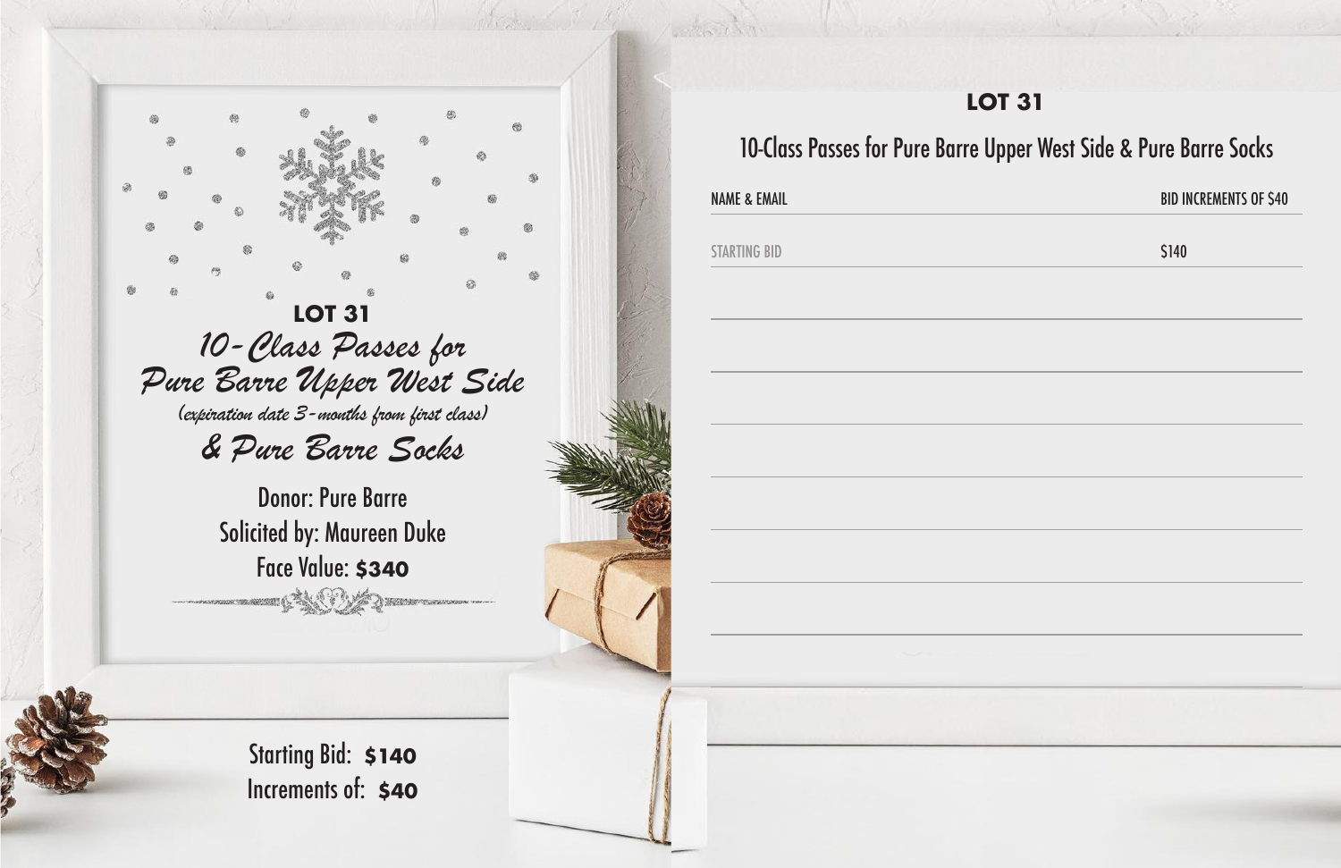## LOT 31

### *10-Class Passes for Pure Barre Upper West Side*

*(expiration date 3-months from first class)*

### *& Pure Barre Socks*

Donor: Pure Barre

Solicited by: Maureen Duke

Face Value: **$340**

Starting Bid: **$140**

Increments of: **$40**

## LOT 31

### 10-Class Passes for Pure Barre Upper West Side & Pure Barre Socks

| NAME & EMAIL | BID INCREMENTS OF $40 |
|---|---|
| STARTING BID | $140 |
| | |
| | |
| | |
| | |
| | |
| | |
| | |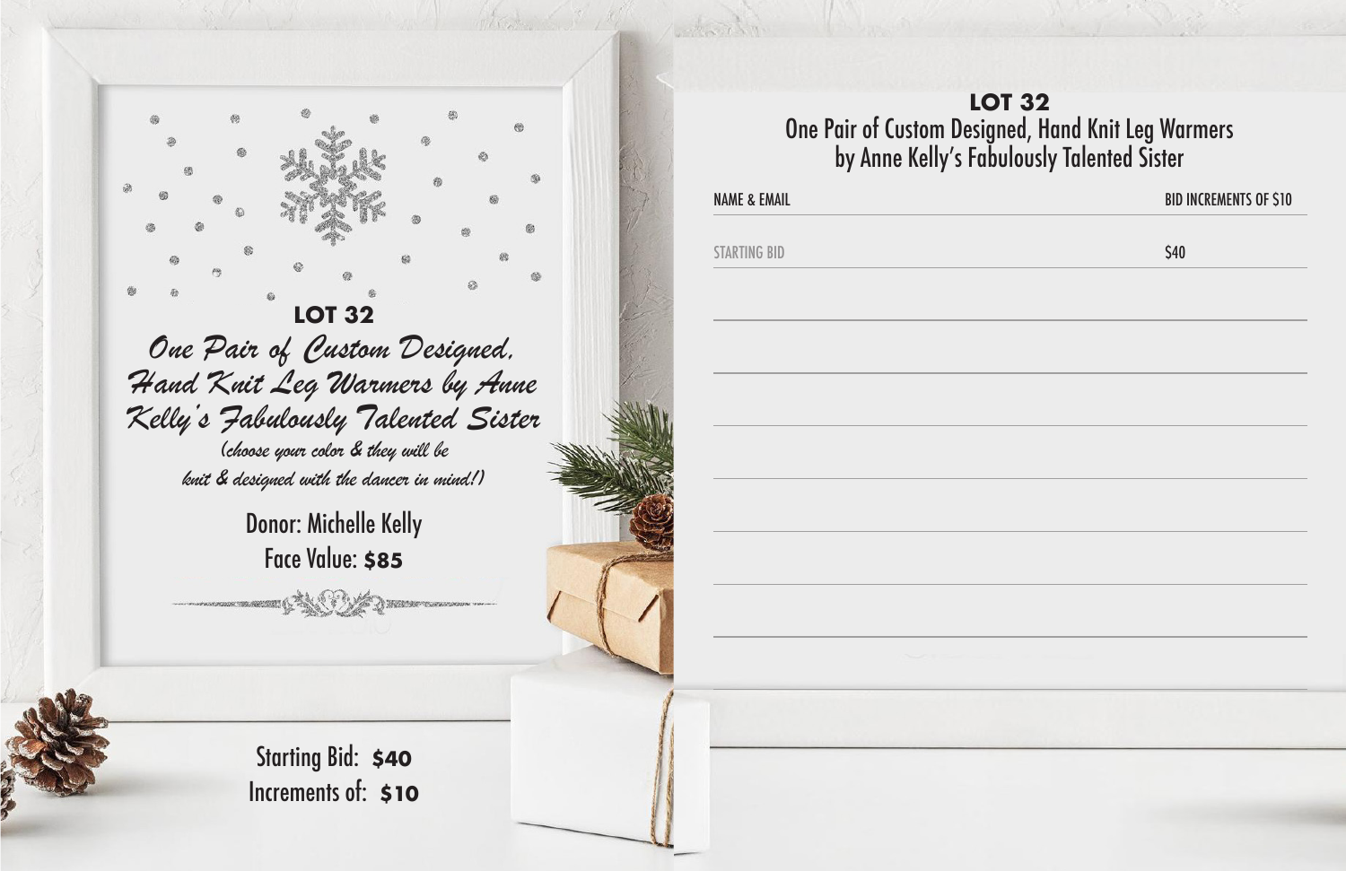## LOT 32

*One Pair of Custom Designed, Hand Knit Leg Warmers by Anne Kelly's Fabulously Talented Sister*

*(choose your color & they will be knit & designed with the dancer in mind!)*

Donor: Michelle Kelly

Face Value: **$85**

Starting Bid: **$40**

Increments of: **$10**

## LOT 32

One Pair of Custom Designed, Hand Knit Leg Warmers by Anne Kelly's Fabulously Talented Sister

| NAME & EMAIL | BID INCREMENTS OF $10 |
| --- | --- |
| STARTING BID | $40 |
| | |
| | |
| | |
| | |
| | |
| | |
| | |
| | |